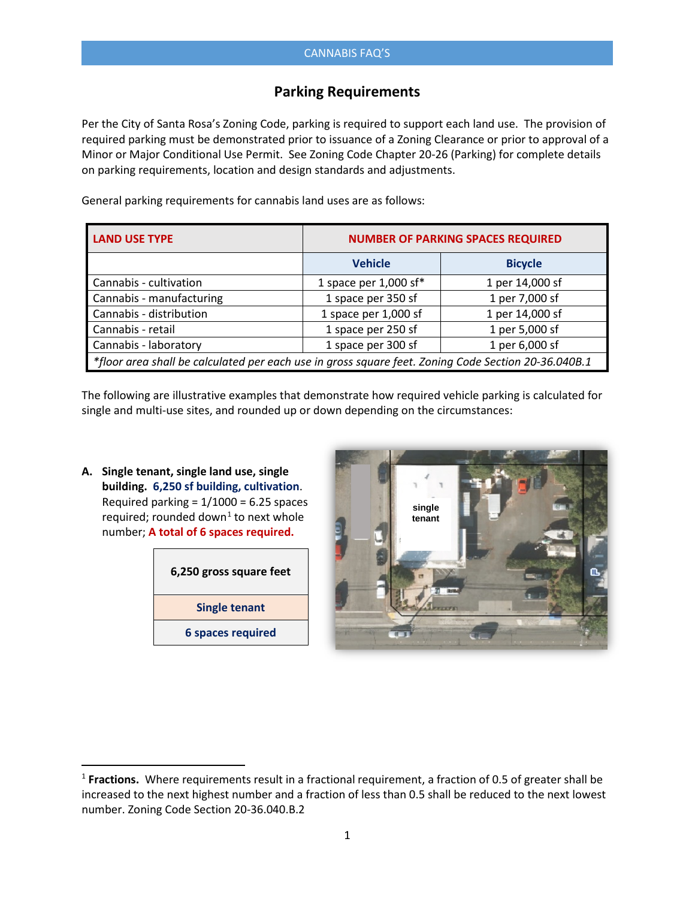## Parking Requirements

Per the City of Santa Rosa's Zoning Code, parking is required to support each land use. The provision of required parking must be demonstrated prior to issuance of a Zoning Clearance or prior to approval of a Minor or Major Conditional Use Permit. See Zoning Code Chapter 20-26 (Parking) for complete details on parking requirements, location and design standards and adjustments.

General parking requirements for cannabis land uses are as follows:

| LAND USE TYPE | NUMBER OF PARKING SPACES REQUIRED | |
|---|---|---|
| | Vehicle | Bicycle |
| Cannabis - cultivation | 1 space per 1,000 sf* | 1 per 14,000 sf |
| Cannabis - manufacturing | 1 space per 350 sf | 1 per 7,000 sf |
| Cannabis - distribution | 1 space per 1,000 sf | 1 per 14,000 sf |
| Cannabis - retail | 1 space per 250 sf | 1 per 5,000 sf |
| Cannabis - laboratory | 1 space per 300 sf | 1 per 6,000 sf |
| *floor area shall be calculated per each use in gross square feet. Zoning Code Section 20-36.040B.1 | | |

The following are illustrative examples that demonstrate how required vehicle parking is calculated for single and multi-use sites, and rounded up or down depending on the circumstances:

**A. Single tenant, single land use, single building. 6,250 sf building, cultivation.** Required parking = 1/1000 = 6.25 spaces required; rounded down[1] to next whole number; **A total of 6 spaces required.**

| 6,250 gross square feet |
|---|
| Single tenant |
| 6 spaces required |

single tenant

[1] **Fractions.** Where requirements result in a fractional requirement, a fraction of 0.5 of greater shall be increased to the next highest number and a fraction of less than 0.5 shall be reduced to the next lowest number. Zoning Code Section 20-36.040.B.2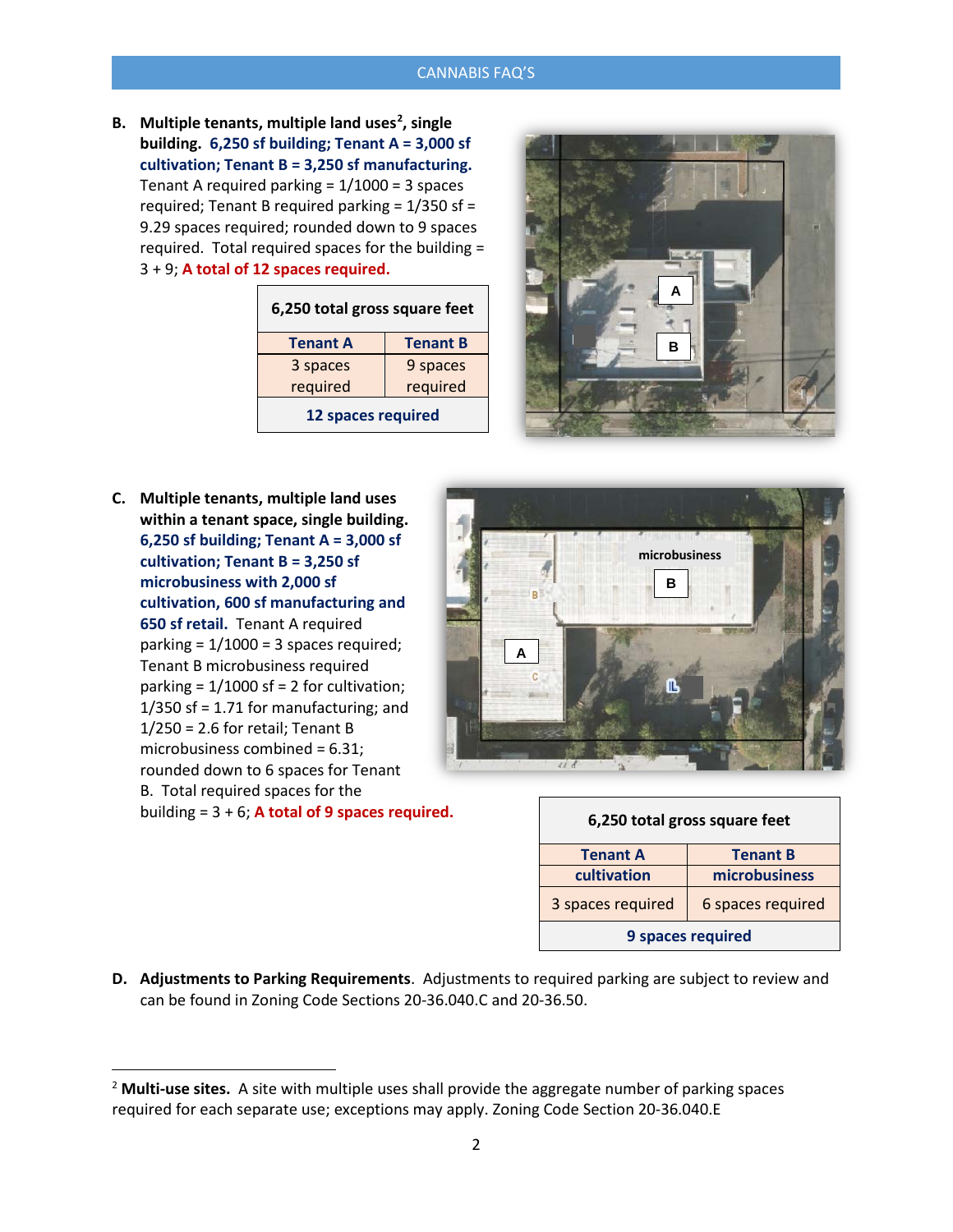**B. Multiple tenants, multiple land uses[2], single building.** **6,250 sf building; Tenant A = 3,000 sf cultivation; Tenant B = 3,250 sf manufacturing.** Tenant A required parking = 1/1000 = 3 spaces required; Tenant B required parking = 1/350 sf = 9.29 spaces required; rounded down to 9 spaces required. Total required spaces for the building = 3 + 9; **A total of 12 spaces required.**

| 6,250 total gross square feet | |
|---|---|
| **Tenant A** | **Tenant B** |
| 3 spaces required | 9 spaces required |
| **12 spaces required** | |

**C. Multiple tenants, multiple land uses within a tenant space, single building.** **6,250 sf building; Tenant A = 3,000 sf cultivation; Tenant B = 3,250 sf microbusiness with 2,000 sf cultivation, 600 sf manufacturing and 650 sf retail.** Tenant A required parking = 1/1000 = 3 spaces required; Tenant B microbusiness required parking = 1/1000 sf = 2 for cultivation; 1/350 sf = 1.71 for manufacturing; and 1/250 = 2.6 for retail; Tenant B microbusiness combined = 6.31; rounded down to 6 spaces for Tenant B. Total required spaces for the building = 3 + 6; **A total of 9 spaces required.**

| 6,250 total gross square feet | |
|---|---|
| **Tenant A cultivation** | **Tenant B microbusiness** |
| 3 spaces required | 6 spaces required |
| **9 spaces required** | |

**D. Adjustments to Parking Requirements**. Adjustments to required parking are subject to review and can be found in Zoning Code Sections 20-36.040.C and 20-36.50.

[2] **Multi-use sites.** A site with multiple uses shall provide the aggregate number of parking spaces required for each separate use; exceptions may apply. Zoning Code Section 20-36.040.E